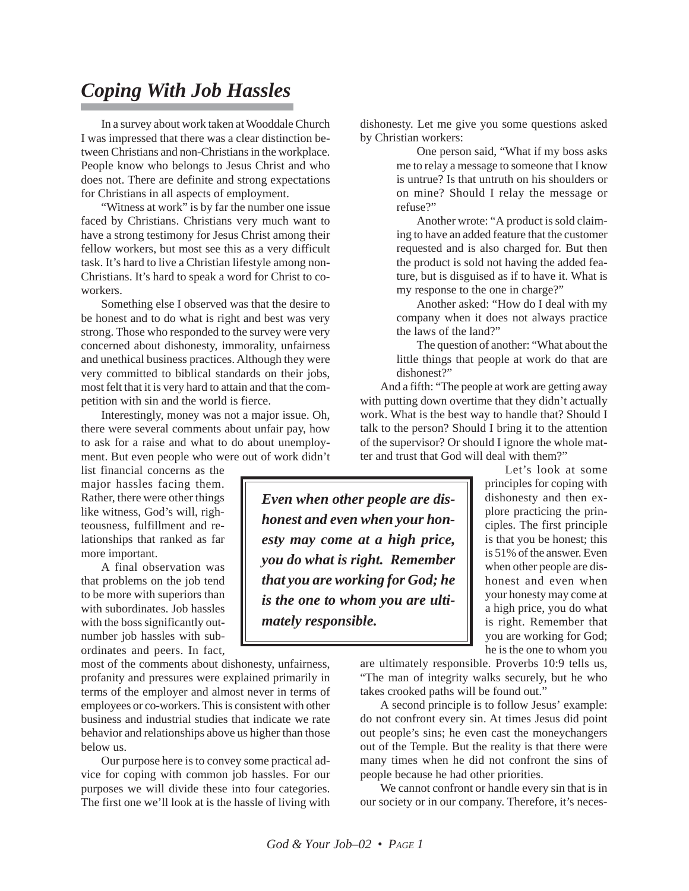# *Coping With Job Hassles*

In a survey about work taken at Wooddale Church I was impressed that there was a clear distinction between Christians and non-Christians in the workplace. People know who belongs to Jesus Christ and who does not. There are definite and strong expectations for Christians in all aspects of employment.

"Witness at work" is by far the number one issue faced by Christians. Christians very much want to have a strong testimony for Jesus Christ among their fellow workers, but most see this as a very difficult task. It's hard to live a Christian lifestyle among non-Christians. It's hard to speak a word for Christ to co-workers.

Something else I observed was that the desire to be honest and to do what is right and best was very strong. Those who responded to the survey were very concerned about dishonesty, immorality, unfairness and unethical business practices. Although they were very committed to biblical standards on their jobs, most felt that it is very hard to attain and that the competition with sin and the world is fierce.

Interestingly, money was not a major issue. Oh, there were several comments about unfair pay, how to ask for a raise and what to do about unemployment. But even people who were out of work didn't list financial concerns as the major hassles facing them. Rather, there were other things like witness, God's will, righteousness, fulfillment and relationships that ranked as far more important.

A final observation was that problems on the job tend to be more with superiors than with subordinates. Job hassles with the boss significantly outnumber job hassles with subordinates and peers. In fact, most of the comments about dishonesty, unfairness, profanity and pressures were explained primarily in terms of the employer and almost never in terms of employees or co-workers. This is consistent with other business and industrial studies that indicate we rate behavior and relationships above us higher than those below us.

Our purpose here is to convey some practical advice for coping with common job hassles. For our purposes we will divide these into four categories. The first one we'll look at is the hassle of living with dishonesty. Let me give you some questions asked by Christian workers:

> One person said, "What if my boss asks me to relay a message to someone that I know is untrue? Is that untruth on his shoulders or on mine? Should I relay the message or refuse?"
>
> Another wrote: "A product is sold claiming to have an added feature that the customer requested and is also charged for. But then the product is sold not having the added feature, but is disguised as if to have it. What is my response to the one in charge?"
>
> Another asked: "How do I deal with my company when it does not always practice the laws of the land?"
>
> The question of another: "What about the little things that people at work do that are dishonest?"

And a fifth: "The people at work are getting away with putting down overtime that they didn't actually work. What is the best way to handle that? Should I talk to the person? Should I bring it to the attention of the supervisor? Or should I ignore the whole matter and trust that God will deal with them?"

> ***Even when other people are dishonest and even when your honesty may come at a high price, you do what is right. Remember that you are working for God; he is the one to whom you are ultimately responsible.***

Let's look at some principles for coping with dishonesty and then explore practicing the principles. The first principle is that you be honest; this is 51% of the answer. Even when other people are dishonest and even when your honesty may come at a high price, you do what is right. Remember that you are working for God; he is the one to whom you are ultimately responsible. Proverbs 10:9 tells us, "The man of integrity walks securely, but he who takes crooked paths will be found out."

A second principle is to follow Jesus' example: do not confront every sin. At times Jesus did point out people's sins; he even cast the moneychangers out of the Temple. But the reality is that there were many times when he did not confront the sins of people because he had other priorities.

We cannot confront or handle every sin that is in our society or in our company. Therefore, it's neces-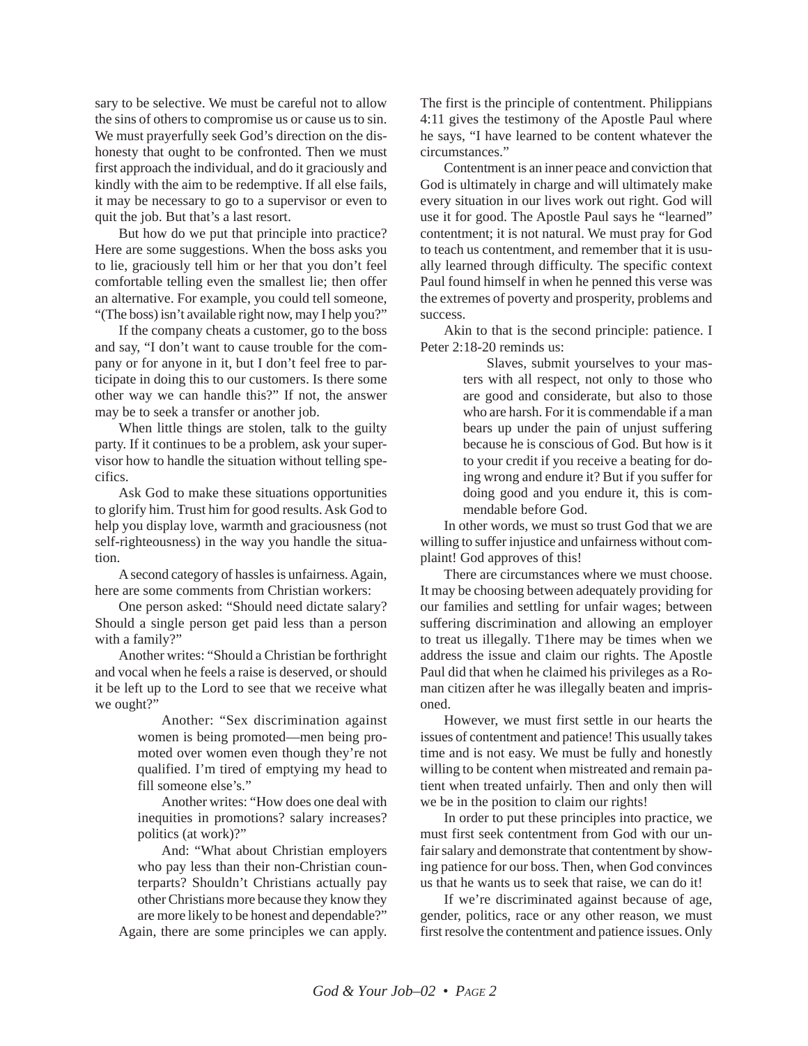sary to be selective. We must be careful not to allow the sins of others to compromise us or cause us to sin. We must prayerfully seek God's direction on the dishonesty that ought to be confronted. Then we must first approach the individual, and do it graciously and kindly with the aim to be redemptive. If all else fails, it may be necessary to go to a supervisor or even to quit the job. But that's a last resort.

But how do we put that principle into practice? Here are some suggestions. When the boss asks you to lie, graciously tell him or her that you don't feel comfortable telling even the smallest lie; then offer an alternative. For example, you could tell someone, "(The boss) isn't available right now, may I help you?"

If the company cheats a customer, go to the boss and say, "I don't want to cause trouble for the company or for anyone in it, but I don't feel free to participate in doing this to our customers. Is there some other way we can handle this?" If not, the answer may be to seek a transfer or another job.

When little things are stolen, talk to the guilty party. If it continues to be a problem, ask your supervisor how to handle the situation without telling specifics.

Ask God to make these situations opportunities to glorify him. Trust him for good results. Ask God to help you display love, warmth and graciousness (not self-righteousness) in the way you handle the situation.

A second category of hassles is unfairness. Again, here are some comments from Christian workers:

One person asked: "Should need dictate salary? Should a single person get paid less than a person with a family?"

Another writes: "Should a Christian be forthright and vocal when he feels a raise is deserved, or should it be left up to the Lord to see that we receive what we ought?"

> Another: "Sex discrimination against women is being promoted—men being promoted over women even though they're not qualified. I'm tired of emptying my head to fill someone else's."
>
> Another writes: "How does one deal with inequities in promotions? salary increases? politics (at work)?"
>
> And: "What about Christian employers who pay less than their non-Christian counterparts? Shouldn't Christians actually pay other Christians more because they know they are more likely to be honest and dependable?"

Again, there are some principles we can apply. The first is the principle of contentment. Philippians 4:11 gives the testimony of the Apostle Paul where he says, "I have learned to be content whatever the circumstances."

Contentment is an inner peace and conviction that God is ultimately in charge and will ultimately make every situation in our lives work out right. God will use it for good. The Apostle Paul says he "learned" contentment; it is not natural. We must pray for God to teach us contentment, and remember that it is usually learned through difficulty. The specific context Paul found himself in when he penned this verse was the extremes of poverty and prosperity, problems and success.

Akin to that is the second principle: patience. I Peter 2:18-20 reminds us:

> Slaves, submit yourselves to your masters with all respect, not only to those who are good and considerate, but also to those who are harsh. For it is commendable if a man bears up under the pain of unjust suffering because he is conscious of God. But how is it to your credit if you receive a beating for doing wrong and endure it? But if you suffer for doing good and you endure it, this is commendable before God.

In other words, we must so trust God that we are willing to suffer injustice and unfairness without complaint! God approves of this!

There are circumstances where we must choose. It may be choosing between adequately providing for our families and settling for unfair wages; between suffering discrimination and allowing an employer to treat us illegally. T1here may be times when we address the issue and claim our rights. The Apostle Paul did that when he claimed his privileges as a Roman citizen after he was illegally beaten and imprisoned.

However, we must first settle in our hearts the issues of contentment and patience! This usually takes time and is not easy. We must be fully and honestly willing to be content when mistreated and remain patient when treated unfairly. Then and only then will we be in the position to claim our rights!

In order to put these principles into practice, we must first seek contentment from God with our unfair salary and demonstrate that contentment by showing patience for our boss. Then, when God convinces us that he wants us to seek that raise, we can do it!

If we're discriminated against because of age, gender, politics, race or any other reason, we must first resolve the contentment and patience issues. Only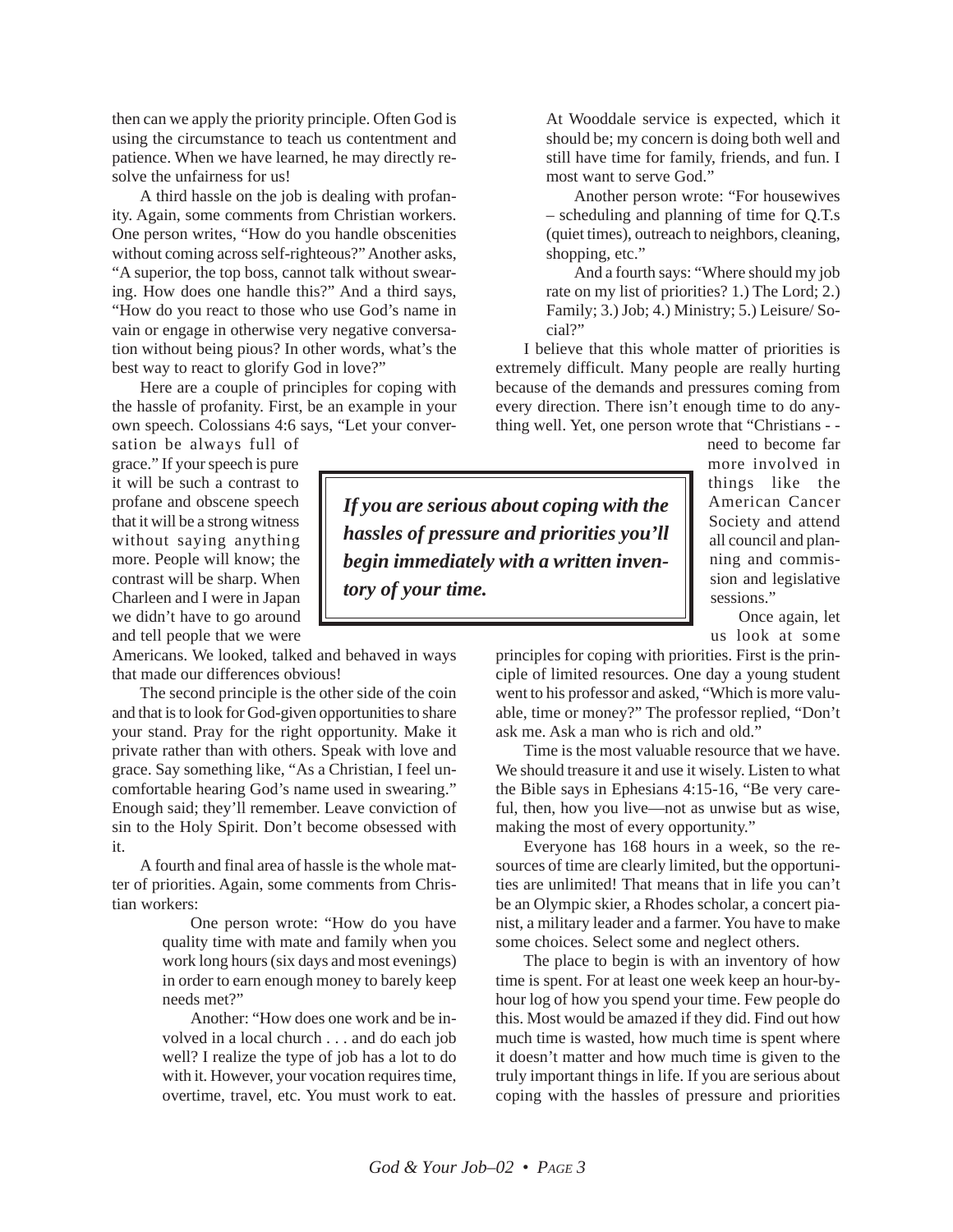then can we apply the priority principle. Often God is using the circumstance to teach us contentment and patience. When we have learned, he may directly resolve the unfairness for us!

A third hassle on the job is dealing with profanity. Again, some comments from Christian workers. One person writes, "How do you handle obscenities without coming across self-righteous?" Another asks, "A superior, the top boss, cannot talk without swearing. How does one handle this?" And a third says, "How do you react to those who use God's name in vain or engage in otherwise very negative conversation without being pious? In other words, what's the best way to react to glorify God in love?"

Here are a couple of principles for coping with the hassle of profanity. First, be an example in your own speech. Colossians 4:6 says, "Let your conversation be always full of grace." If your speech is pure it will be such a contrast to profane and obscene speech that it will be a strong witness without saying anything more. People will know; the contrast will be sharp. When Charleen and I were in Japan we didn't have to go around and tell people that we were Americans. We looked, talked and behaved in ways that made our differences obvious!

The second principle is the other side of the coin and that is to look for God-given opportunities to share your stand. Pray for the right opportunity. Make it private rather than with others. Speak with love and grace. Say something like, "As a Christian, I feel uncomfortable hearing God's name used in swearing." Enough said; they'll remember. Leave conviction of sin to the Holy Spirit. Don't become obsessed with it.

A fourth and final area of hassle is the whole matter of priorities. Again, some comments from Christian workers:

> One person wrote: "How do you have quality time with mate and family when you work long hours (six days and most evenings) in order to earn enough money to barely keep needs met?"
>
> Another: "How does one work and be involved in a local church . . . and do each job well? I realize the type of job has a lot to do with it. However, your vocation requires time, overtime, travel, etc. You must work to eat. At Wooddale service is expected, which it should be; my concern is doing both well and still have time for family, friends, and fun. I most want to serve God."
>
> Another person wrote: "For housewives – scheduling and planning of time for Q.T.s (quiet times), outreach to neighbors, cleaning, shopping, etc."
>
> And a fourth says: "Where should my job rate on my list of priorities? 1.) The Lord; 2.) Family; 3.) Job; 4.) Ministry; 5.) Leisure/ Social?"

I believe that this whole matter of priorities is extremely difficult. Many people are really hurting because of the demands and pressures coming from every direction. There isn't enough time to do anything well. Yet, one person wrote that "Christians - - need to become far more involved in things like the American Cancer Society and attend all council and planning and commission and legislative sessions."

> ***If you are serious about coping with the hassles of pressure and priorities you'll begin immediately with a written inventory of your time.***

Once again, let us look at some principles for coping with priorities. First is the principle of limited resources. One day a young student went to his professor and asked, "Which is more valuable, time or money?" The professor replied, "Don't ask me. Ask a man who is rich and old."

Time is the most valuable resource that we have. We should treasure it and use it wisely. Listen to what the Bible says in Ephesians 4:15-16, "Be very careful, then, how you live—not as unwise but as wise, making the most of every opportunity."

Everyone has 168 hours in a week, so the resources of time are clearly limited, but the opportunities are unlimited! That means that in life you can't be an Olympic skier, a Rhodes scholar, a concert pianist, a military leader and a farmer. You have to make some choices. Select some and neglect others.

The place to begin is with an inventory of how time is spent. For at least one week keep an hour-by-hour log of how you spend your time. Few people do this. Most would be amazed if they did. Find out how much time is wasted, how much time is spent where it doesn't matter and how much time is given to the truly important things in life. If you are serious about coping with the hassles of pressure and priorities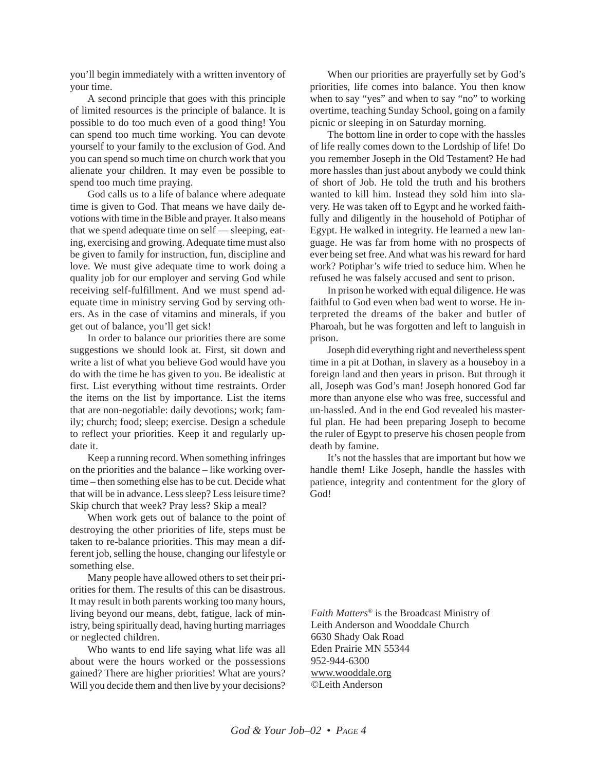you'll begin immediately with a written inventory of your time.

A second principle that goes with this principle of limited resources is the principle of balance. It is possible to do too much even of a good thing! You can spend too much time working. You can devote yourself to your family to the exclusion of God. And you can spend so much time on church work that you alienate your children. It may even be possible to spend too much time praying.

God calls us to a life of balance where adequate time is given to God. That means we have daily devotions with time in the Bible and prayer. It also means that we spend adequate time on self — sleeping, eating, exercising and growing. Adequate time must also be given to family for instruction, fun, discipline and love. We must give adequate time to work doing a quality job for our employer and serving God while receiving self-fulfillment. And we must spend adequate time in ministry serving God by serving others. As in the case of vitamins and minerals, if you get out of balance, you'll get sick!

In order to balance our priorities there are some suggestions we should look at. First, sit down and write a list of what you believe God would have you do with the time he has given to you. Be idealistic at first. List everything without time restraints. Order the items on the list by importance. List the items that are non-negotiable: daily devotions; work; family; church; food; sleep; exercise. Design a schedule to reflect your priorities. Keep it and regularly update it.

Keep a running record. When something infringes on the priorities and the balance – like working overtime – then something else has to be cut. Decide what that will be in advance. Less sleep? Less leisure time? Skip church that week? Pray less? Skip a meal?

When work gets out of balance to the point of destroying the other priorities of life, steps must be taken to re-balance priorities. This may mean a different job, selling the house, changing our lifestyle or something else.

Many people have allowed others to set their priorities for them. The results of this can be disastrous. It may result in both parents working too many hours, living beyond our means, debt, fatigue, lack of ministry, being spiritually dead, having hurting marriages or neglected children.

Who wants to end life saying what life was all about were the hours worked or the possessions gained? There are higher priorities! What are yours? Will you decide them and then live by your decisions?

When our priorities are prayerfully set by God's priorities, life comes into balance. You then know when to say "yes" and when to say "no" to working overtime, teaching Sunday School, going on a family picnic or sleeping in on Saturday morning.

The bottom line in order to cope with the hassles of life really comes down to the Lordship of life! Do you remember Joseph in the Old Testament? He had more hassles than just about anybody we could think of short of Job. He told the truth and his brothers wanted to kill him. Instead they sold him into slavery. He was taken off to Egypt and he worked faithfully and diligently in the household of Potiphar of Egypt. He walked in integrity. He learned a new language. He was far from home with no prospects of ever being set free. And what was his reward for hard work? Potiphar's wife tried to seduce him. When he refused he was falsely accused and sent to prison.

In prison he worked with equal diligence. He was faithful to God even when bad went to worse. He interpreted the dreams of the baker and butler of Pharoah, but he was forgotten and left to languish in prison.

Joseph did everything right and nevertheless spent time in a pit at Dothan, in slavery as a houseboy in a foreign land and then years in prison. But through it all, Joseph was God's man! Joseph honored God far more than anyone else who was free, successful and un-hassled. And in the end God revealed his masterful plan. He had been preparing Joseph to become the ruler of Egypt to preserve his chosen people from death by famine.

It's not the hassles that are important but how we handle them! Like Joseph, handle the hassles with patience, integrity and contentment for the glory of God!

*Faith Matters®* is the Broadcast Ministry of
Leith Anderson and Wooddale Church
6630 Shady Oak Road
Eden Prairie MN 55344
952-944-6300
www.wooddale.org
©Leith Anderson